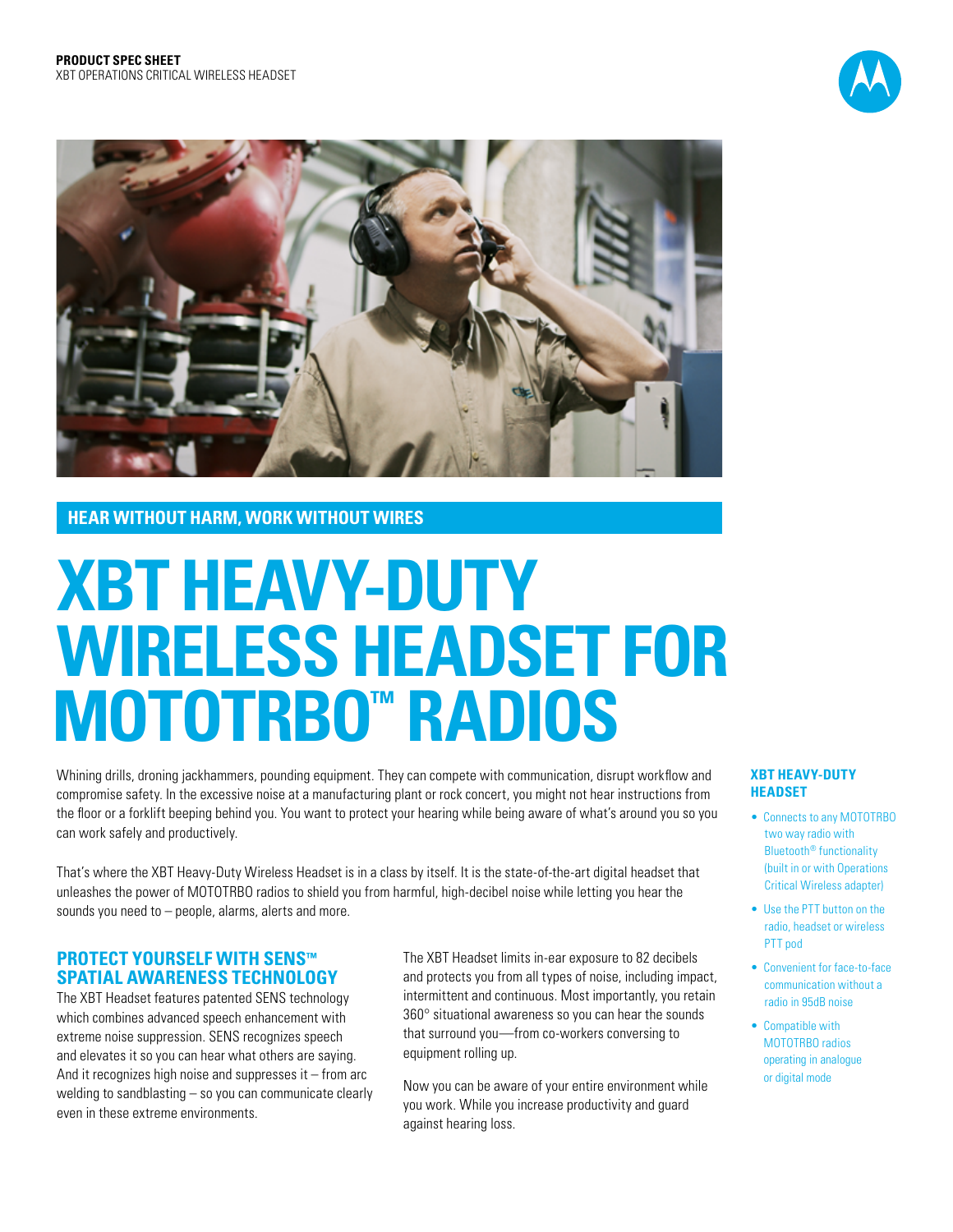**PRODUCT SPEC SHEET**
XBT OPERATIONS CRITICAL WIRELESS HEADSET

## HEAR WITHOUT HARM, WORK WITHOUT WIRES

# XBT HEAVY-DUTY WIRELESS HEADSET FOR MOTOTRBO™ RADIOS

Whining drills, droning jackhammers, pounding equipment. They can compete with communication, disrupt workflow and compromise safety. In the excessive noise at a manufacturing plant or rock concert, you might not hear instructions from the floor or a forklift beeping behind you. You want to protect your hearing while being aware of what's around you so you can work safely and productively.

That's where the XBT Heavy-Duty Wireless Headset is in a class by itself. It is the state-of-the-art digital headset that unleashes the power of MOTOTRBO radios to shield you from harmful, high-decibel noise while letting you hear the sounds you need to – people, alarms, alerts and more.

## PROTECT YOURSELF WITH SENS™ SPATIAL AWARENESS TECHNOLOGY

The XBT Headset features patented SENS technology which combines advanced speech enhancement with extreme noise suppression. SENS recognizes speech and elevates it so you can hear what others are saying. And it recognizes high noise and suppresses it – from arc welding to sandblasting – so you can communicate clearly even in these extreme environments.

The XBT Headset limits in-ear exposure to 82 decibels and protects you from all types of noise, including impact, intermittent and continuous. Most importantly, you retain 360° situational awareness so you can hear the sounds that surround you—from co-workers conversing to equipment rolling up.

Now you can be aware of your entire environment while you work. While you increase productivity and guard against hearing loss.

### XBT HEAVY-DUTY HEADSET

- Connects to any MOTOTRBO two way radio with Bluetooth® functionality (built in or with Operations Critical Wireless adapter)
- Use the PTT button on the radio, headset or wireless PTT pod
- Convenient for face-to-face communication without a radio in 95dB noise
- Compatible with MOTOTRBO radios operating in analogue or digital mode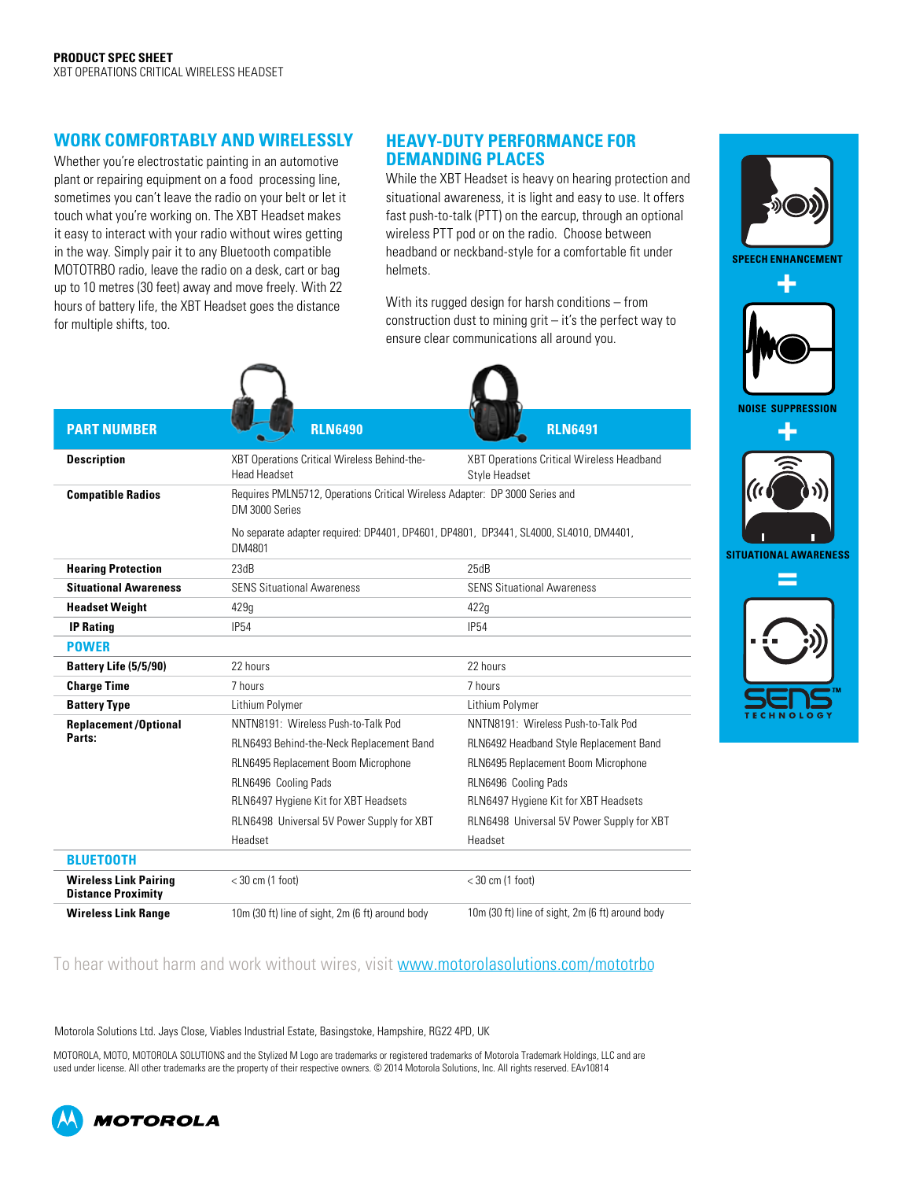PRODUCT SPEC SHEET
XBT OPERATIONS CRITICAL WIRELESS HEADSET

## WORK COMFORTABLY AND WIRELESSLY

Whether you're electrostatic painting in an automotive plant or repairing equipment on a food processing line, sometimes you can't leave the radio on your belt or let it touch what you're working on. The XBT Headset makes it easy to interact with your radio without wires getting in the way. Simply pair it to any Bluetooth compatible MOTOTRBO radio, leave the radio on a desk, cart or bag up to 10 metres (30 feet) away and move freely. With 22 hours of battery life, the XBT Headset goes the distance for multiple shifts, too.

## HEAVY-DUTY PERFORMANCE FOR DEMANDING PLACES

While the XBT Headset is heavy on hearing protection and situational awareness, it is light and easy to use. It offers fast push-to-talk (PTT) on the earcup, through an optional wireless PTT pod or on the radio. Choose between headband or neckband-style for a comfortable fit under helmets.

With its rugged design for harsh conditions – from construction dust to mining grit – it's the perfect way to ensure clear communications all around you.

SPEECH ENHANCEMENT
+
NOISE SUPPRESSION
+
SITUATIONAL AWARENESS
=
SENS™ TECHNOLOGY

| PART NUMBER | RLN6490 | RLN6491 |
|---|---|---|
| **Description** | XBT Operations Critical Wireless Behind-the-Head Headset | XBT Operations Critical Wireless Headband Style Headset |
| **Compatible Radios** | Requires PMLN5712, Operations Critical Wireless Adapter: DP 3000 Series and DM 3000 Series<br><br>No separate adapter required: DP4401, DP4601, DP4801, DP3441, SL4000, SL4010, DM4401, DM4801 | |
| **Hearing Protection** | 23dB | 25dB |
| **Situational Awareness** | SENS Situational Awareness | SENS Situational Awareness |
| **Headset Weight** | 429g | 422g |
| **IP Rating** | IP54 | IP54 |
| **POWER** | | |
| **Battery Life (5/5/90)** | 22 hours | 22 hours |
| **Charge Time** | 7 hours | 7 hours |
| **Battery Type** | Lithium Polymer | Lithium Polymer |
| **Replacement /Optional Parts:** | NNTN8191: Wireless Push-to-Talk Pod<br>RLN6493 Behind-the-Neck Replacement Band<br>RLN6495 Replacement Boom Microphone<br>RLN6496 Cooling Pads<br>RLN6497 Hygiene Kit for XBT Headsets<br>RLN6498 Universal 5V Power Supply for XBT Headset | NNTN8191: Wireless Push-to-Talk Pod<br>RLN6492 Headband Style Replacement Band<br>RLN6495 Replacement Boom Microphone<br>RLN6496 Cooling Pads<br>RLN6497 Hygiene Kit for XBT Headsets<br>RLN6498 Universal 5V Power Supply for XBT Headset |
| **BLUETOOTH** | | |
| **Wireless Link Pairing Distance Proximity** | < 30 cm (1 foot) | < 30 cm (1 foot) |
| **Wireless Link Range** | 10m (30 ft) line of sight, 2m (6 ft) around body | 10m (30 ft) line of sight, 2m (6 ft) around body |

To hear without harm and work without wires, visit www.motorolasolutions.com/mototrbo

Motorola Solutions Ltd. Jays Close, Viables Industrial Estate, Basingstoke, Hampshire, RG22 4PD, UK

MOTOROLA, MOTO, MOTOROLA SOLUTIONS and the Stylized M Logo are trademarks or registered trademarks of Motorola Trademark Holdings, LLC and are used under license. All other trademarks are the property of their respective owners. © 2014 Motorola Solutions, Inc. All rights reserved. EAv10814

MOTOROLA